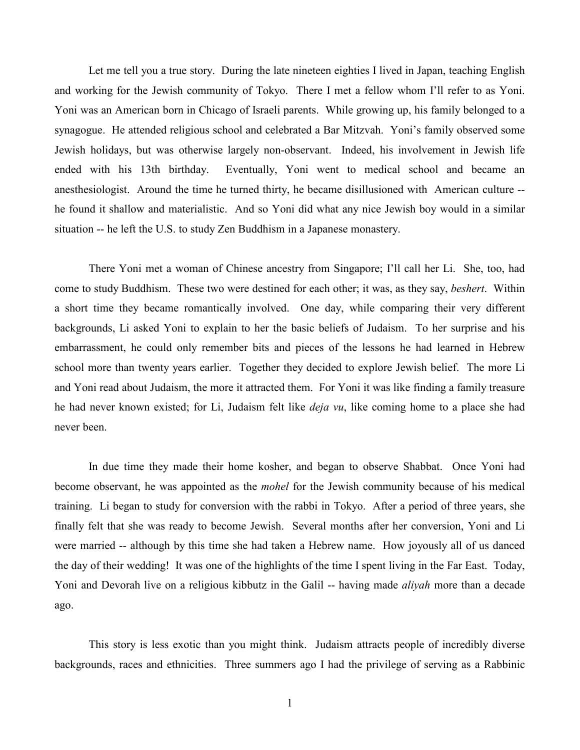Let me tell you a true story. During the late nineteen eighties I lived in Japan, teaching English and working for the Jewish community of Tokyo. There I met a fellow whom I'll refer to as Yoni. Yoni was an American born in Chicago of Israeli parents. While growing up, his family belonged to a synagogue. He attended religious school and celebrated a Bar Mitzvah. Yoni's family observed some Jewish holidays, but was otherwise largely non-observant. Indeed, his involvement in Jewish life ended with his 13th birthday. Eventually, Yoni went to medical school and became an anesthesiologist. Around the time he turned thirty, he became disillusioned with American culture -- he found it shallow and materialistic. And so Yoni did what any nice Jewish boy would in a similar situation -- he left the U.S. to study Zen Buddhism in a Japanese monastery.

There Yoni met a woman of Chinese ancestry from Singapore; I'll call her Li. She, too, had come to study Buddhism. These two were destined for each other; it was, as they say, *beshert*. Within a short time they became romantically involved. One day, while comparing their very different backgrounds, Li asked Yoni to explain to her the basic beliefs of Judaism. To her surprise and his embarrassment, he could only remember bits and pieces of the lessons he had learned in Hebrew school more than twenty years earlier. Together they decided to explore Jewish belief. The more Li and Yoni read about Judaism, the more it attracted them. For Yoni it was like finding a family treasure he had never known existed; for Li, Judaism felt like *deja vu*, like coming home to a place she had never been.

In due time they made their home kosher, and began to observe Shabbat. Once Yoni had become observant, he was appointed as the *mohel* for the Jewish community because of his medical training. Li began to study for conversion with the rabbi in Tokyo. After a period of three years, she finally felt that she was ready to become Jewish. Several months after her conversion, Yoni and Li were married -- although by this time she had taken a Hebrew name. How joyously all of us danced the day of their wedding! It was one of the highlights of the time I spent living in the Far East. Today, Yoni and Devorah live on a religious kibbutz in the Galil -- having made *aliyah* more than a decade ago.

This story is less exotic than you might think. Judaism attracts people of incredibly diverse backgrounds, races and ethnicities. Three summers ago I had the privilege of serving as a Rabbinic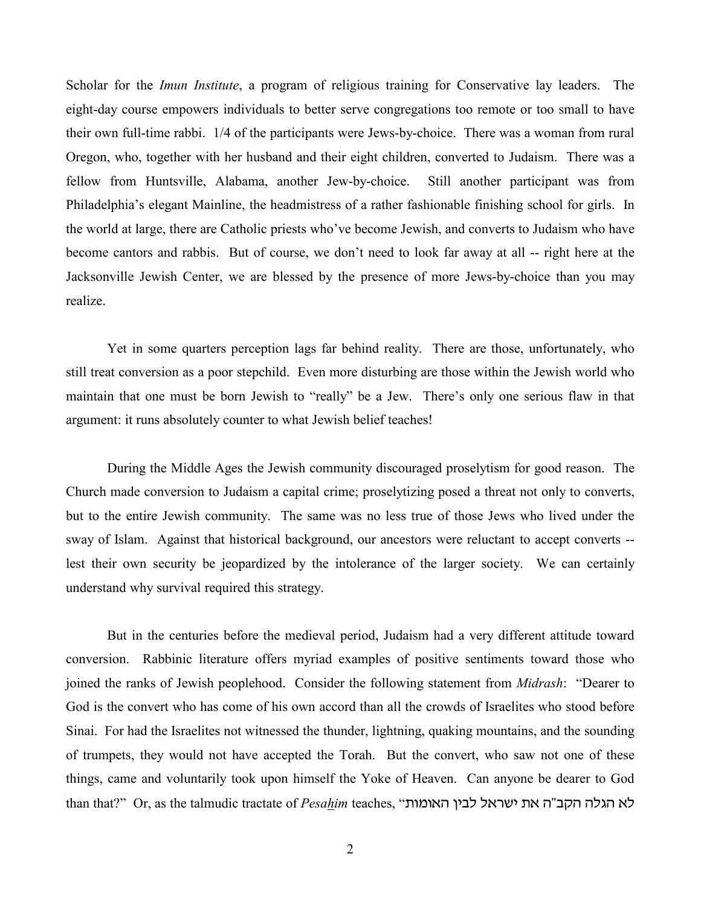Scholar for the *Imun Institute*, a program of religious training for Conservative lay leaders. The eight-day course empowers individuals to better serve congregations too remote or too small to have their own full-time rabbi. 1/4 of the participants were Jews-by-choice. There was a woman from rural Oregon, who, together with her husband and their eight children, converted to Judaism. There was a fellow from Huntsville, Alabama, another Jew-by-choice. Still another participant was from Philadelphia's elegant Mainline, the headmistress of a rather fashionable finishing school for girls. In the world at large, there are Catholic priests who've become Jewish, and converts to Judaism who have become cantors and rabbis. But of course, we don't need to look far away at all -- right here at the Jacksonville Jewish Center, we are blessed by the presence of more Jews-by-choice than you may realize.

Yet in some quarters perception lags far behind reality. There are those, unfortunately, who still treat conversion as a poor stepchild. Even more disturbing are those within the Jewish world who maintain that one must be born Jewish to "really" be a Jew. There's only one serious flaw in that argument: it runs absolutely counter to what Jewish belief teaches!

During the Middle Ages the Jewish community discouraged proselytism for good reason. The Church made conversion to Judaism a capital crime; proselytizing posed a threat not only to converts, but to the entire Jewish community. The same was no less true of those Jews who lived under the sway of Islam. Against that historical background, our ancestors were reluctant to accept converts -- lest their own security be jeopardized by the intolerance of the larger society. We can certainly understand why survival required this strategy.

But in the centuries before the medieval period, Judaism had a very different attitude toward conversion. Rabbinic literature offers myriad examples of positive sentiments toward those who joined the ranks of Jewish peoplehood. Consider the following statement from *Midrash*: "Dearer to God is the convert who has come of his own accord than all the crowds of Israelites who stood before Sinai. For had the Israelites not witnessed the thunder, lightning, quaking mountains, and the sounding of trumpets, they would not have accepted the Torah. But the convert, who saw not one of these things, came and voluntarily took upon himself the Yoke of Heaven. Can anyone be dearer to God than that?" Or, as the talmudic tractate of *Pesaḫim* teaches, "לא הגלה הקב"ה את ישראל לבין האומות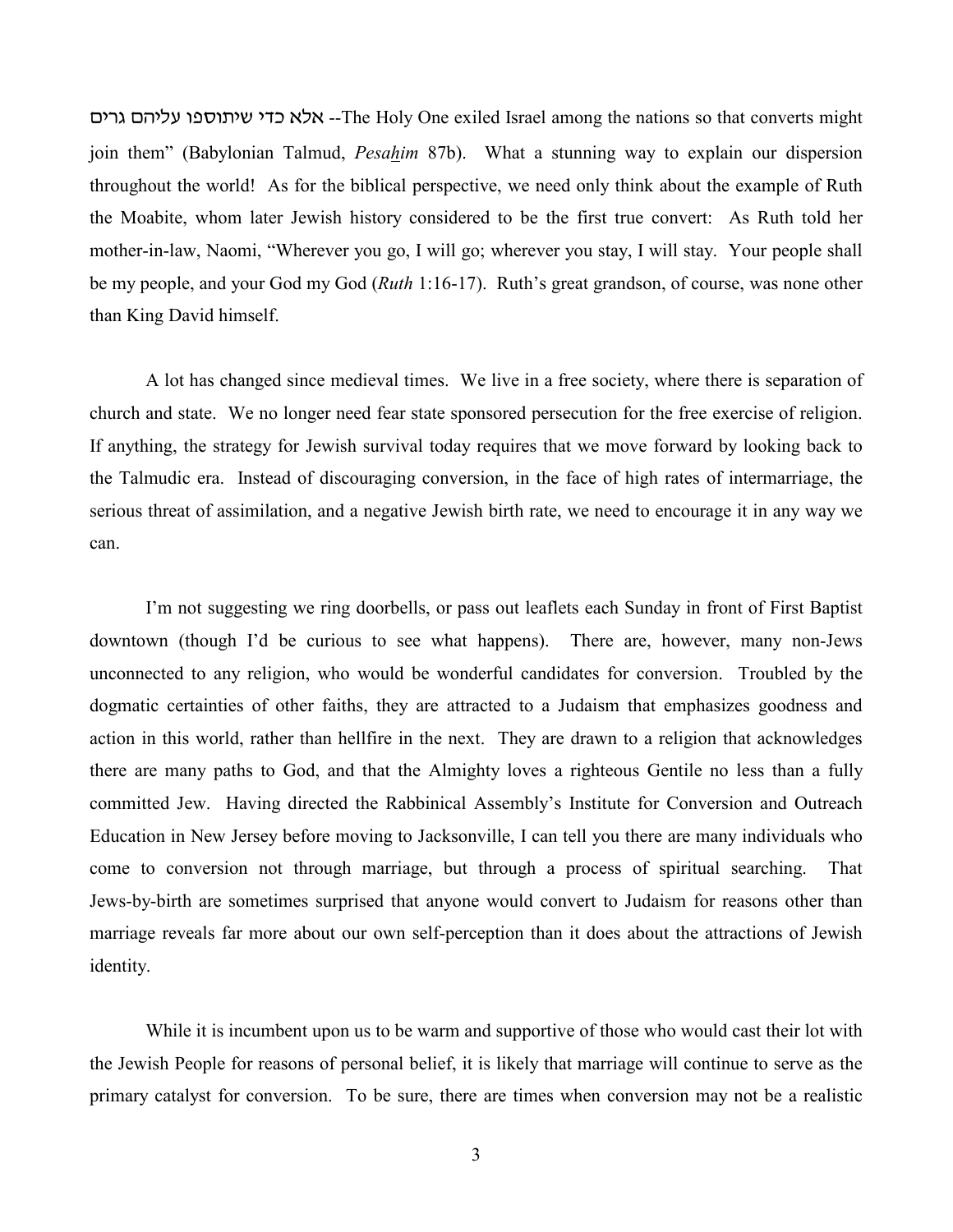אלא כדי שיתוספו עליהם גרים --The Holy One exiled Israel among the nations so that converts might join them" (Babylonian Talmud, *Pesa<u>h</u>im* 87b). What a stunning way to explain our dispersion throughout the world! As for the biblical perspective, we need only think about the example of Ruth the Moabite, whom later Jewish history considered to be the first true convert: As Ruth told her mother-in-law, Naomi, "Wherever you go, I will go; wherever you stay, I will stay. Your people shall be my people, and your God my God (*Ruth* 1:16-17). Ruth's great grandson, of course, was none other than King David himself.

A lot has changed since medieval times. We live in a free society, where there is separation of church and state. We no longer need fear state sponsored persecution for the free exercise of religion. If anything, the strategy for Jewish survival today requires that we move forward by looking back to the Talmudic era. Instead of discouraging conversion, in the face of high rates of intermarriage, the serious threat of assimilation, and a negative Jewish birth rate, we need to encourage it in any way we can.

I'm not suggesting we ring doorbells, or pass out leaflets each Sunday in front of First Baptist downtown (though I'd be curious to see what happens). There are, however, many non-Jews unconnected to any religion, who would be wonderful candidates for conversion. Troubled by the dogmatic certainties of other faiths, they are attracted to a Judaism that emphasizes goodness and action in this world, rather than hellfire in the next. They are drawn to a religion that acknowledges there are many paths to God, and that the Almighty loves a righteous Gentile no less than a fully committed Jew. Having directed the Rabbinical Assembly's Institute for Conversion and Outreach Education in New Jersey before moving to Jacksonville, I can tell you there are many individuals who come to conversion not through marriage, but through a process of spiritual searching. That Jews-by-birth are sometimes surprised that anyone would convert to Judaism for reasons other than marriage reveals far more about our own self-perception than it does about the attractions of Jewish identity.

While it is incumbent upon us to be warm and supportive of those who would cast their lot with the Jewish People for reasons of personal belief, it is likely that marriage will continue to serve as the primary catalyst for conversion. To be sure, there are times when conversion may not be a realistic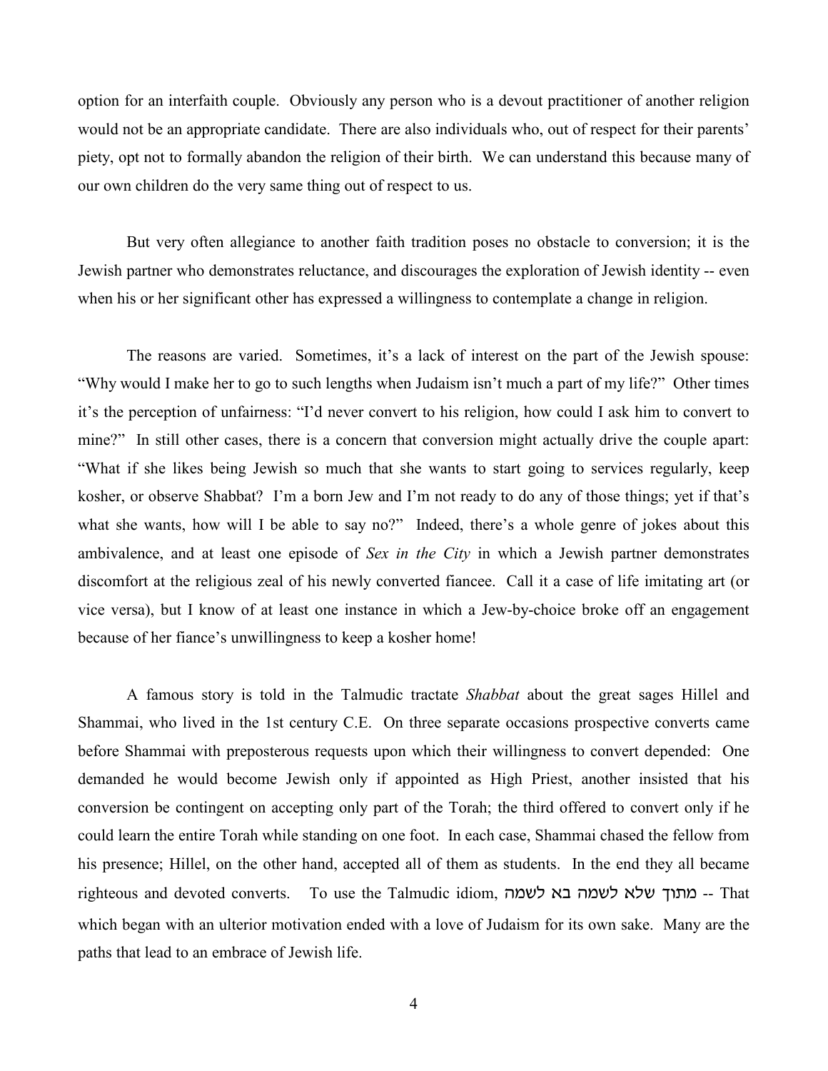option for an interfaith couple. Obviously any person who is a devout practitioner of another religion would not be an appropriate candidate. There are also individuals who, out of respect for their parents' piety, opt not to formally abandon the religion of their birth. We can understand this because many of our own children do the very same thing out of respect to us.

But very often allegiance to another faith tradition poses no obstacle to conversion; it is the Jewish partner who demonstrates reluctance, and discourages the exploration of Jewish identity -- even when his or her significant other has expressed a willingness to contemplate a change in religion.

The reasons are varied. Sometimes, it's a lack of interest on the part of the Jewish spouse: "Why would I make her to go to such lengths when Judaism isn't much a part of my life?" Other times it's the perception of unfairness: "I'd never convert to his religion, how could I ask him to convert to mine?" In still other cases, there is a concern that conversion might actually drive the couple apart: "What if she likes being Jewish so much that she wants to start going to services regularly, keep kosher, or observe Shabbat? I'm a born Jew and I'm not ready to do any of those things; yet if that's what she wants, how will I be able to say no?" Indeed, there's a whole genre of jokes about this ambivalence, and at least one episode of *Sex in the City* in which a Jewish partner demonstrates discomfort at the religious zeal of his newly converted fiancee. Call it a case of life imitating art (or vice versa), but I know of at least one instance in which a Jew-by-choice broke off an engagement because of her fiance's unwillingness to keep a kosher home!

A famous story is told in the Talmudic tractate *Shabbat* about the great sages Hillel and Shammai, who lived in the 1st century C.E. On three separate occasions prospective converts came before Shammai with preposterous requests upon which their willingness to convert depended: One demanded he would become Jewish only if appointed as High Priest, another insisted that his conversion be contingent on accepting only part of the Torah; the third offered to convert only if he could learn the entire Torah while standing on one foot. In each case, Shammai chased the fellow from his presence; Hillel, on the other hand, accepted all of them as students. In the end they all became righteous and devoted converts. To use the Talmudic idiom, מתוך שלא לשמה בא לשמה -- That which began with an ulterior motivation ended with a love of Judaism for its own sake. Many are the paths that lead to an embrace of Jewish life.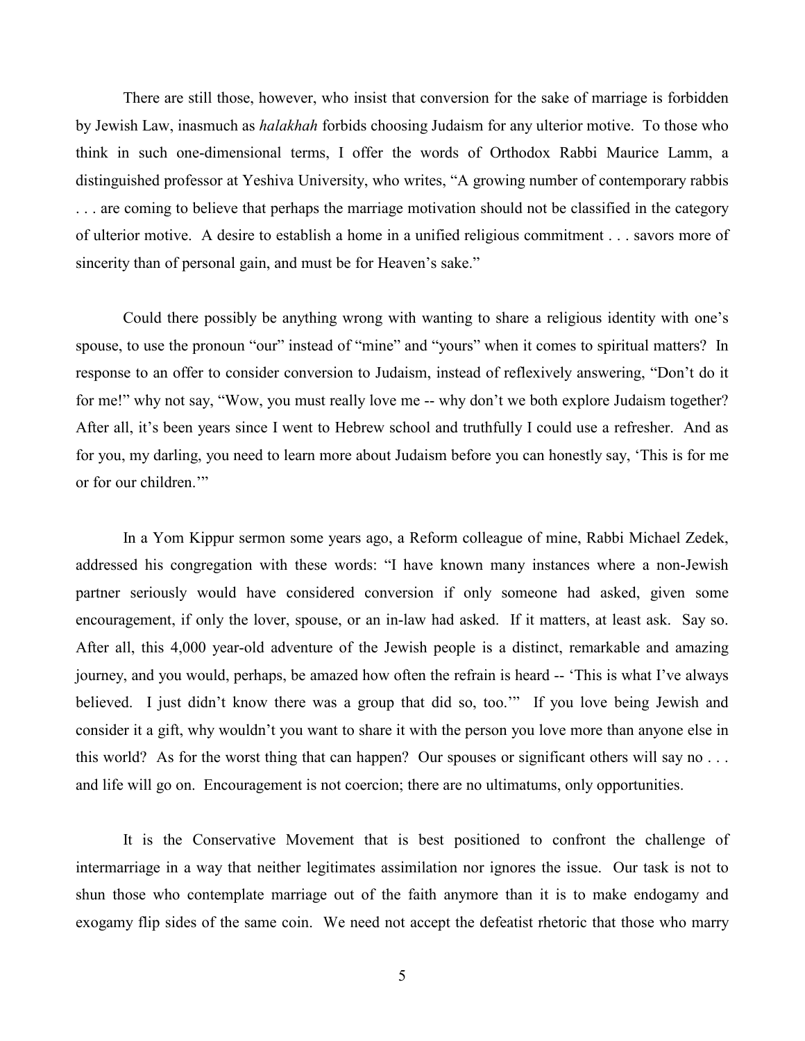There are still those, however, who insist that conversion for the sake of marriage is forbidden by Jewish Law, inasmuch as *halakhah* forbids choosing Judaism for any ulterior motive. To those who think in such one-dimensional terms, I offer the words of Orthodox Rabbi Maurice Lamm, a distinguished professor at Yeshiva University, who writes, "A growing number of contemporary rabbis . . . are coming to believe that perhaps the marriage motivation should not be classified in the category of ulterior motive. A desire to establish a home in a unified religious commitment . . . savors more of sincerity than of personal gain, and must be for Heaven's sake."

Could there possibly be anything wrong with wanting to share a religious identity with one's spouse, to use the pronoun "our" instead of "mine" and "yours" when it comes to spiritual matters? In response to an offer to consider conversion to Judaism, instead of reflexively answering, "Don't do it for me!" why not say, "Wow, you must really love me -- why don't we both explore Judaism together? After all, it's been years since I went to Hebrew school and truthfully I could use a refresher. And as for you, my darling, you need to learn more about Judaism before you can honestly say, 'This is for me or for our children.'"

In a Yom Kippur sermon some years ago, a Reform colleague of mine, Rabbi Michael Zedek, addressed his congregation with these words: "I have known many instances where a non-Jewish partner seriously would have considered conversion if only someone had asked, given some encouragement, if only the lover, spouse, or an in-law had asked. If it matters, at least ask. Say so. After all, this 4,000 year-old adventure of the Jewish people is a distinct, remarkable and amazing journey, and you would, perhaps, be amazed how often the refrain is heard -- 'This is what I've always believed. I just didn't know there was a group that did so, too.'" If you love being Jewish and consider it a gift, why wouldn't you want to share it with the person you love more than anyone else in this world? As for the worst thing that can happen? Our spouses or significant others will say no . . . and life will go on. Encouragement is not coercion; there are no ultimatums, only opportunities.

It is the Conservative Movement that is best positioned to confront the challenge of intermarriage in a way that neither legitimates assimilation nor ignores the issue. Our task is not to shun those who contemplate marriage out of the faith anymore than it is to make endogamy and exogamy flip sides of the same coin. We need not accept the defeatist rhetoric that those who marry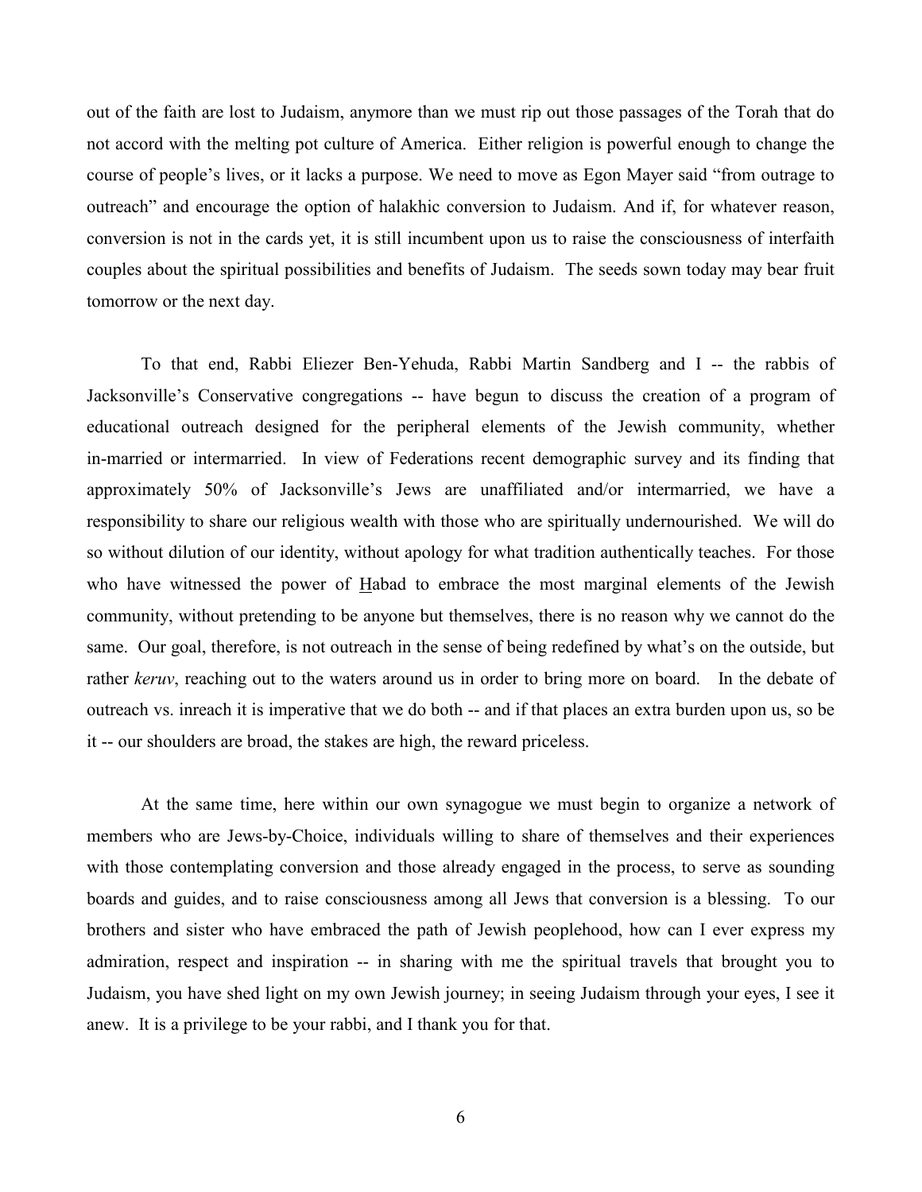out of the faith are lost to Judaism, anymore than we must rip out those passages of the Torah that do not accord with the melting pot culture of America. Either religion is powerful enough to change the course of people's lives, or it lacks a purpose. We need to move as Egon Mayer said "from outrage to outreach" and encourage the option of halakhic conversion to Judaism. And if, for whatever reason, conversion is not in the cards yet, it is still incumbent upon us to raise the consciousness of interfaith couples about the spiritual possibilities and benefits of Judaism. The seeds sown today may bear fruit tomorrow or the next day.

To that end, Rabbi Eliezer Ben-Yehuda, Rabbi Martin Sandberg and I -- the rabbis of Jacksonville's Conservative congregations -- have begun to discuss the creation of a program of educational outreach designed for the peripheral elements of the Jewish community, whether in-married or intermarried. In view of Federations recent demographic survey and its finding that approximately 50% of Jacksonville's Jews are unaffiliated and/or intermarried, we have a responsibility to share our religious wealth with those who are spiritually undernourished. We will do so without dilution of our identity, without apology for what tradition authentically teaches. For those who have witnessed the power of Habad to embrace the most marginal elements of the Jewish community, without pretending to be anyone but themselves, there is no reason why we cannot do the same. Our goal, therefore, is not outreach in the sense of being redefined by what's on the outside, but rather *keruv*, reaching out to the waters around us in order to bring more on board. In the debate of outreach vs. inreach it is imperative that we do both -- and if that places an extra burden upon us, so be it -- our shoulders are broad, the stakes are high, the reward priceless.

At the same time, here within our own synagogue we must begin to organize a network of members who are Jews-by-Choice, individuals willing to share of themselves and their experiences with those contemplating conversion and those already engaged in the process, to serve as sounding boards and guides, and to raise consciousness among all Jews that conversion is a blessing. To our brothers and sister who have embraced the path of Jewish peoplehood, how can I ever express my admiration, respect and inspiration -- in sharing with me the spiritual travels that brought you to Judaism, you have shed light on my own Jewish journey; in seeing Judaism through your eyes, I see it anew. It is a privilege to be your rabbi, and I thank you for that.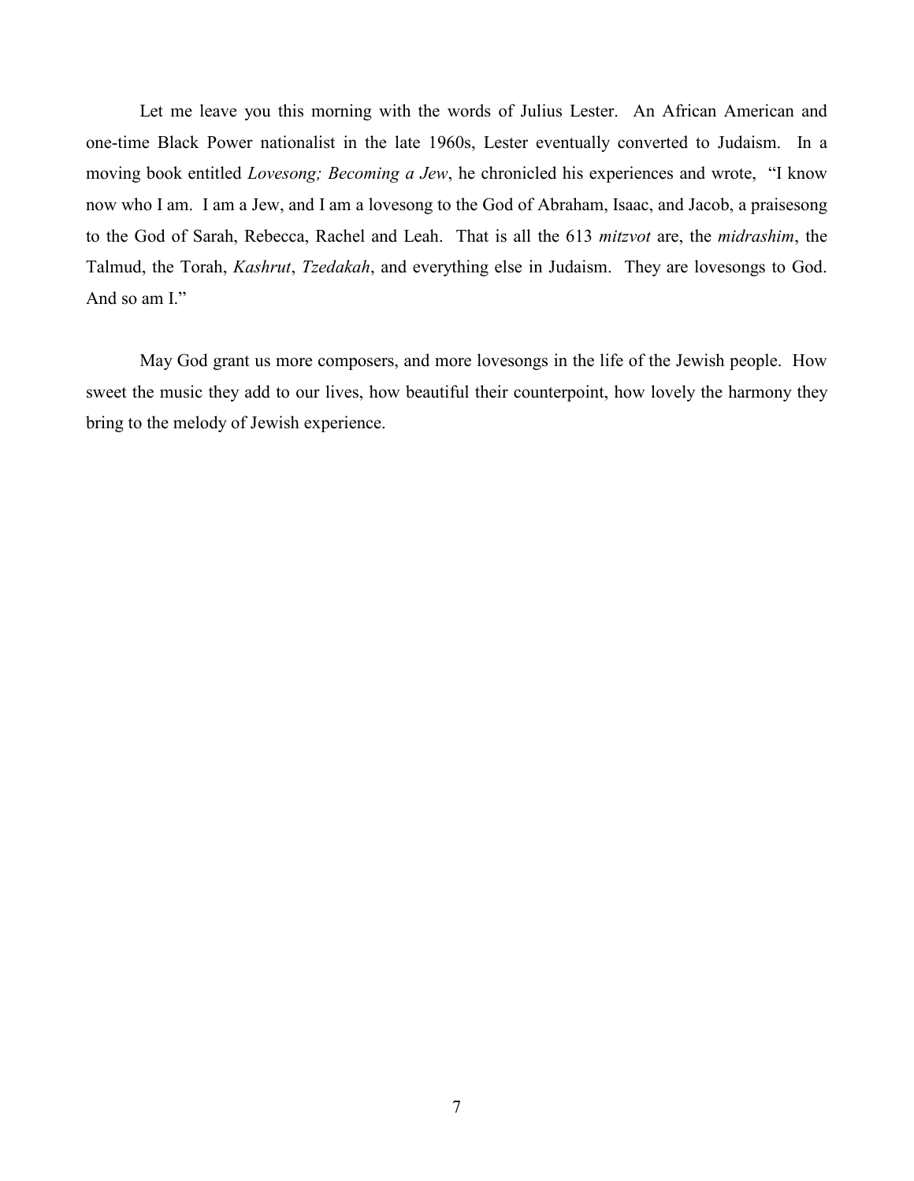Let me leave you this morning with the words of Julius Lester. An African American and one-time Black Power nationalist in the late 1960s, Lester eventually converted to Judaism. In a moving book entitled *Lovesong; Becoming a Jew*, he chronicled his experiences and wrote, "I know now who I am. I am a Jew, and I am a lovesong to the God of Abraham, Isaac, and Jacob, a praisesong to the God of Sarah, Rebecca, Rachel and Leah. That is all the 613 *mitzvot* are, the *midrashim*, the Talmud, the Torah, *Kashrut*, *Tzedakah*, and everything else in Judaism. They are lovesongs to God. And so am I."

May God grant us more composers, and more lovesongs in the life of the Jewish people. How sweet the music they add to our lives, how beautiful their counterpoint, how lovely the harmony they bring to the melody of Jewish experience.